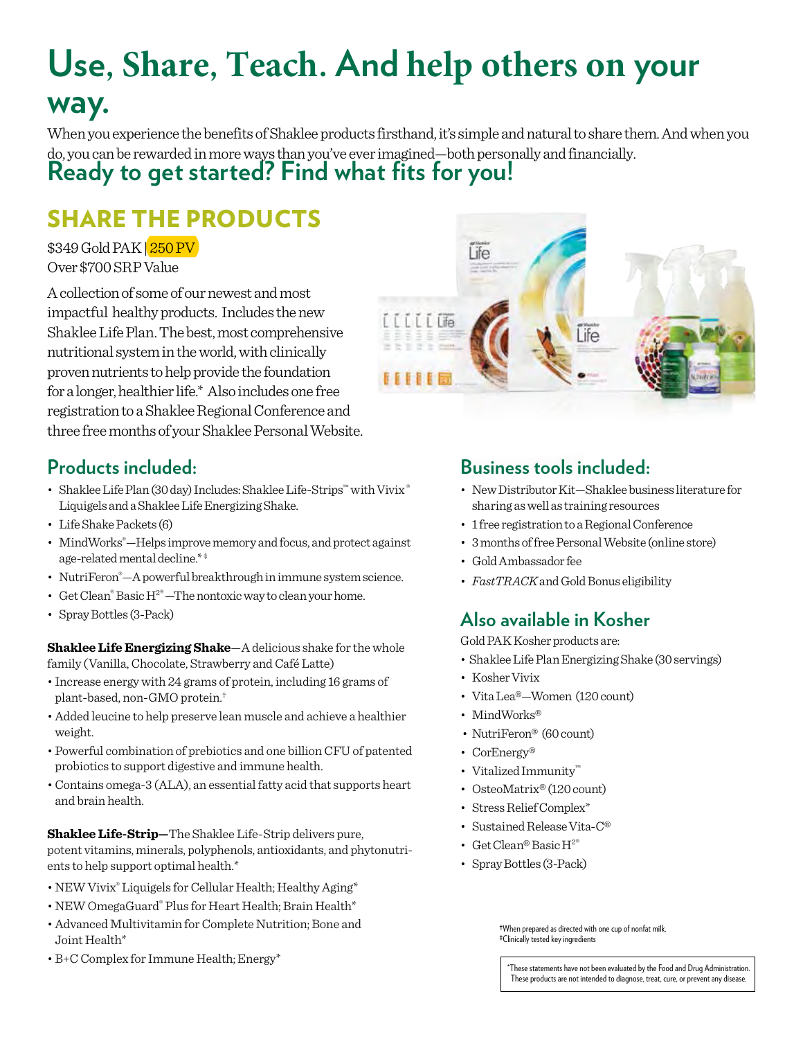# Use, Share, Teach. And help others on your way.

When you experience the benefits of Shaklee products firsthand, it's simple and natural to share them. And when you do, you can be rewarded in more ways than you've ever imagined—both personally and financially.

## Ready to get started? Find what fits for you!

## SHARE THE PRODUCTS

$349 Gold PAK | 250 PV
Over $700 SRP Value

A collection of some of our newest and most impactful healthy products. Includes the new Shaklee Life Plan. The best, most comprehensive nutritional system in the world, with clinically proven nutrients to help provide the foundation for a longer, healthier life.* Also includes one free registration to a Shaklee Regional Conference and three free months of your Shaklee Personal Website.

### Products included:

- Shaklee Life Plan (30 day) Includes: Shaklee Life-Strips™ with Vivix® Liquigels and a Shaklee Life Energizing Shake.
- Life Shake Packets (6)
- MindWorks®—Helps improve memory and focus, and protect against age-related mental decline.*‡
- NutriFeron®—A powerful breakthrough in immune system science.
- Get Clean® Basic H2®—The nontoxic way to clean your home.
- Spray Bottles (3-Pack)

**Shaklee Life Energizing Shake**—A delicious shake for the whole family (Vanilla, Chocolate, Strawberry and Café Latte)

- Increase energy with 24 grams of protein, including 16 grams of plant-based, non-GMO protein.†
- Added leucine to help preserve lean muscle and achieve a healthier weight.
- Powerful combination of prebiotics and one billion CFU of patented probiotics to support digestive and immune health.
- Contains omega-3 (ALA), an essential fatty acid that supports heart and brain health.

**Shaklee Life-Strip—**The Shaklee Life-Strip delivers pure, potent vitamins, minerals, polyphenols, antioxidants, and phytonutrients to help support optimal health.*

- NEW Vivix® Liquigels for Cellular Health; Healthy Aging*
- NEW OmegaGuard® Plus for Heart Health; Brain Health*
- Advanced Multivitamin for Complete Nutrition; Bone and Joint Health*
- B+C Complex for Immune Health; Energy*

### Business tools included:

- New Distributor Kit—Shaklee business literature for sharing as well as training resources
- 1 free registration to a Regional Conference
- 3 months of free Personal Website (online store)
- Gold Ambassador fee
- *FastTRACK* and Gold Bonus eligibility

### Also available in Kosher

Gold PAK Kosher products are:

- Shaklee Life Plan Energizing Shake (30 servings)
- Kosher Vivix
- Vita Lea®—Women (120 count)
- MindWorks®
- NutriFeron® (60 count)
- CorEnergy®
- Vitalized Immunity™
- OsteoMatrix® (120 count)
- Stress Relief Complex*
- Sustained Release Vita-C®
- Get Clean® Basic H2®
- Spray Bottles (3-Pack)

†When prepared as directed with one cup of nonfat milk.
‡Clinically tested key ingredients

*These statements have not been evaluated by the Food and Drug Administration. These products are not intended to diagnose, treat, cure, or prevent any disease.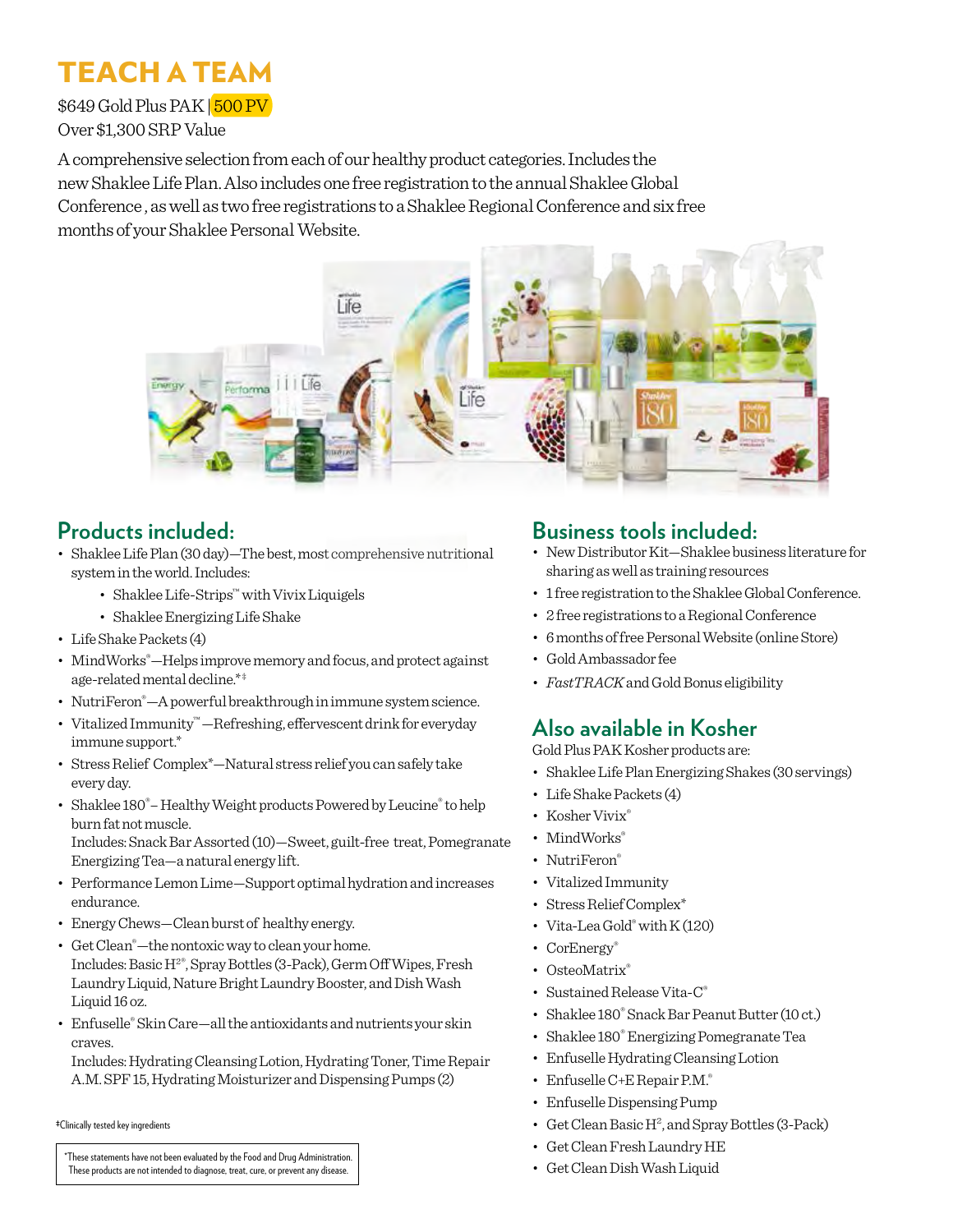# TEACH A TEAM

$649 Gold Plus PAK | 500 PV

Over $1,300 SRP Value

A comprehensive selection from each of our healthy product categories. Includes the new Shaklee Life Plan. Also includes one free registration to the annual Shaklee Global Conference , as well as two free registrations to a Shaklee Regional Conference and six free months of your Shaklee Personal Website.

## Products included:

- Shaklee Life Plan (30 day)—The best, most comprehensive nutritional system in the world. Includes:
  - Shaklee Life-Strips™ with Vivix Liquigels
  - Shaklee Energizing Life Shake
- Life Shake Packets (4)
- MindWorks®—Helps improve memory and focus, and protect against age-related mental decline.*‡
- NutriFeron®—A powerful breakthrough in immune system science.
- Vitalized Immunity™—Refreshing, effervescent drink for everyday immune support.*
- Stress Relief Complex*—Natural stress relief you can safely take every day.
- Shaklee 180®– Healthy Weight products Powered by Leucine® to help burn fat not muscle.
  Includes: Snack Bar Assorted (10)—Sweet, guilt-free treat, Pomegranate Energizing Tea—a natural energy lift.
- Performance Lemon Lime—Support optimal hydration and increases endurance.
- Energy Chews—Clean burst of healthy energy.
- Get Clean®—the nontoxic way to clean your home.
  Includes: Basic H2®, Spray Bottles (3-Pack), Germ Off Wipes, Fresh Laundry Liquid, Nature Bright Laundry Booster, and Dish Wash Liquid 16 oz.
- Enfuselle® Skin Care—all the antioxidants and nutrients your skin craves.
  Includes: Hydrating Cleansing Lotion, Hydrating Toner, Time Repair A.M. SPF 15, Hydrating Moisturizer and Dispensing Pumps (2)

‡Clinically tested key ingredients

*These statements have not been evaluated by the Food and Drug Administration. These products are not intended to diagnose, treat, cure, or prevent any disease.

## Business tools included:

- New Distributor Kit—Shaklee business literature for sharing as well as training resources
- 1 free registration to the Shaklee Global Conference.
- 2 free registrations to a Regional Conference
- 6 months of free Personal Website (online Store)
- Gold Ambassador fee
- *FastTRACK* and Gold Bonus eligibility

## Also available in Kosher

Gold Plus PAK Kosher products are:

- Shaklee Life Plan Energizing Shakes (30 servings)
- Life Shake Packets (4)
- Kosher Vivix®
- MindWorks®
- NutriFeron®
- Vitalized Immunity
- Stress Relief Complex*
- Vita-Lea Gold® with K (120)
- CorEnergy®
- OsteoMatrix®
- Sustained Release Vita-C®
- Shaklee 180® Snack Bar Peanut Butter (10 ct.)
- Shaklee 180® Energizing Pomegranate Tea
- Enfuselle Hydrating Cleansing Lotion
- Enfuselle C+E Repair P.M.®
- Enfuselle Dispensing Pump
- Get Clean Basic H2, and Spray Bottles (3-Pack)
- Get Clean Fresh Laundry HE
- Get Clean Dish Wash Liquid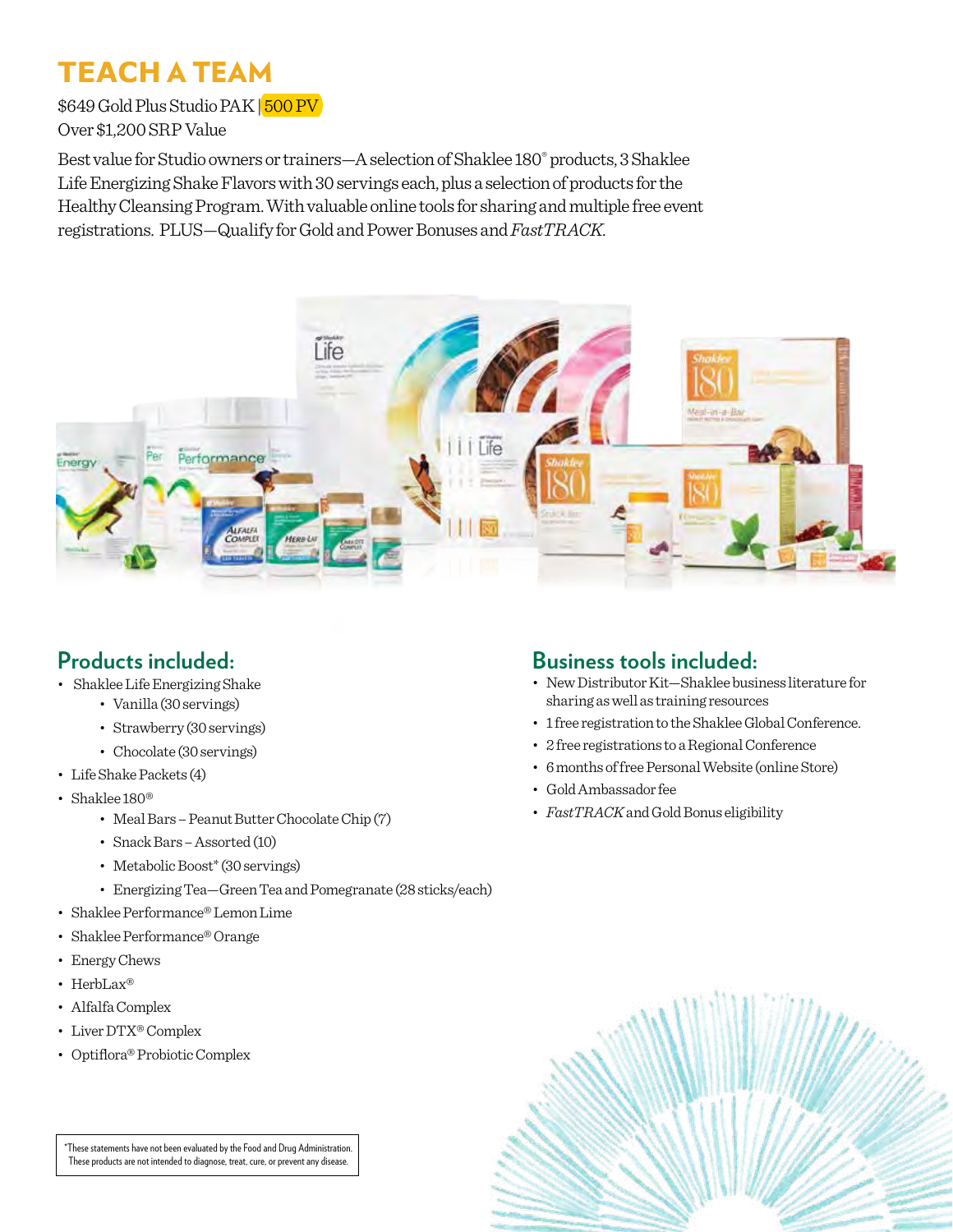# TEACH A TEAM

$649 Gold Plus Studio PAK | 500 PV
Over $1,200 SRP Value

Best value for Studio owners or trainers—A selection of Shaklee 180® products, 3 Shaklee Life Energizing Shake Flavors with 30 servings each, plus a selection of products for the Healthy Cleansing Program. With valuable online tools for sharing and multiple free event registrations. PLUS—Qualify for Gold and Power Bonuses and *FastTRACK*.

## Products included:

- Shaklee Life Energizing Shake
  - Vanilla (30 servings)
  - Strawberry (30 servings)
  - Chocolate (30 servings)
- Life Shake Packets (4)
- Shaklee 180®
  - Meal Bars – Peanut Butter Chocolate Chip (7)
  - Snack Bars – Assorted (10)
  - Metabolic Boost* (30 servings)
  - Energizing Tea—Green Tea and Pomegranate (28 sticks/each)
- Shaklee Performance® Lemon Lime
- Shaklee Performance® Orange
- Energy Chews
- HerbLax®
- Alfalfa Complex
- Liver DTX® Complex
- Optiflora® Probiotic Complex

## Business tools included:

- New Distributor Kit—Shaklee business literature for sharing as well as training resources
- 1 free registration to the Shaklee Global Conference.
- 2 free registrations to a Regional Conference
- 6 months of free Personal Website (online Store)
- Gold Ambassador fee
- *FastTRACK* and Gold Bonus eligibility

*These statements have not been evaluated by the Food and Drug Administration. These products are not intended to diagnose, treat, cure, or prevent any disease.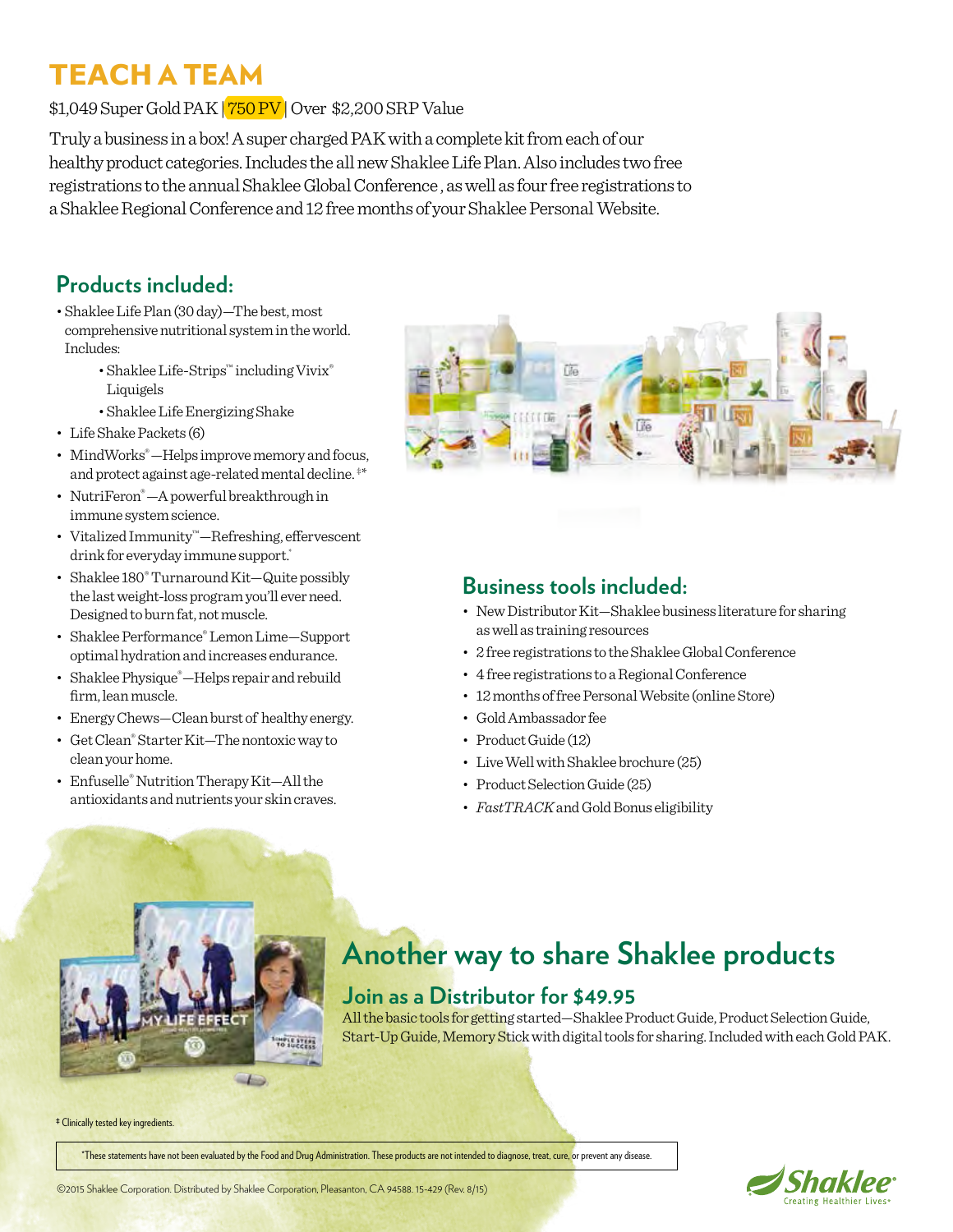# TEACH A TEAM

$1,049 Super Gold PAK | 750 PV | Over $2,200 SRP Value

Truly a business in a box! A super charged PAK with a complete kit from each of our healthy product categories. Includes the all new Shaklee Life Plan. Also includes two free registrations to the annual Shaklee Global Conference , as well as four free registrations to a Shaklee Regional Conference and 12 free months of your Shaklee Personal Website.

## Products included:

- Shaklee Life Plan (30 day)—The best, most comprehensive nutritional system in the world. Includes:
  - Shaklee Life-Strips™ including Vivix® Liquigels
  - Shaklee Life Energizing Shake
- Life Shake Packets (6)
- MindWorks®—Helps improve memory and focus, and protect against age-related mental decline. ‡*
- NutriFeron®—A powerful breakthrough in immune system science.
- Vitalized Immunity™—Refreshing, effervescent drink for everyday immune support.*
- Shaklee 180® Turnaround Kit—Quite possibly the last weight-loss program you'll ever need. Designed to burn fat, not muscle.
- Shaklee Performance® Lemon Lime—Support optimal hydration and increases endurance.
- Shaklee Physique®—Helps repair and rebuild firm, lean muscle.
- Energy Chews—Clean burst of healthy energy.
- Get Clean® Starter Kit—The nontoxic way to clean your home.
- Enfuselle® Nutrition Therapy Kit—All the antioxidants and nutrients your skin craves.

## Business tools included:

- New Distributor Kit—Shaklee business literature for sharing as well as training resources
- 2 free registrations to the Shaklee Global Conference
- 4 free registrations to a Regional Conference
- 12 months of free Personal Website (online Store)
- Gold Ambassador fee
- Product Guide (12)
- Live Well with Shaklee brochure (25)
- Product Selection Guide (25)
- *FastTRACK* and Gold Bonus eligibility

## Another way to share Shaklee products

### Join as a Distributor for $49.95

All the basic tools for getting started—Shaklee Product Guide, Product Selection Guide, Start-Up Guide, Memory Stick with digital tools for sharing. Included with each Gold PAK.

‡ Clinically tested key ingredients.

*These statements have not been evaluated by the Food and Drug Administration. These products are not intended to diagnose, treat, cure, or prevent any disease.

©2015 Shaklee Corporation. Distributed by Shaklee Corporation, Pleasanton, CA 94588. 15-429 (Rev. 8/15)

Shaklee® Creating Healthier Lives®